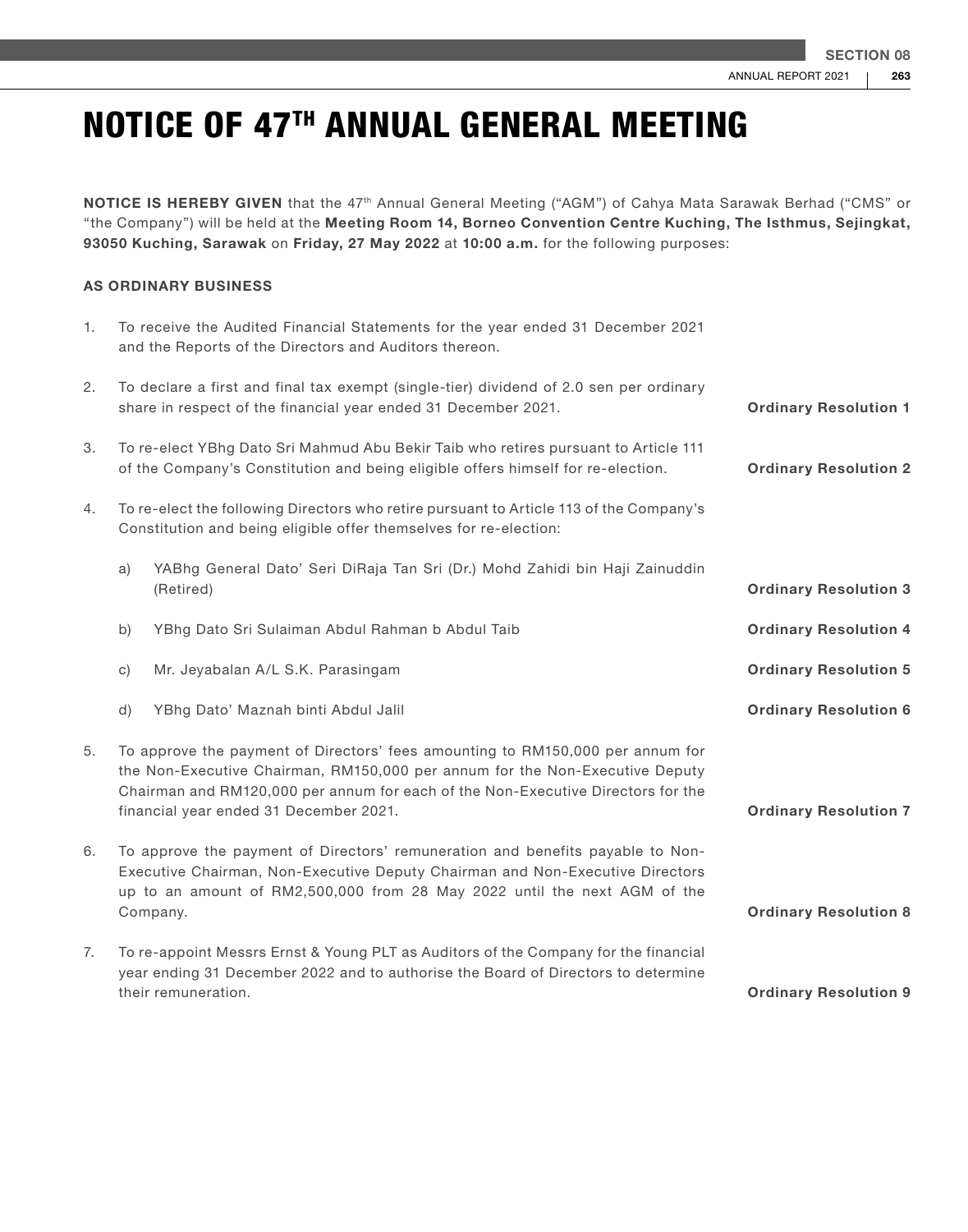# NOTICE OF 47TH ANNUAL GENERAL MEETING

**NOTICE IS HEREBY GIVEN** that the 47th Annual General Meeting ("AGM") of Cahya Mata Sarawak Berhad ("CMS" or "the Company") will be held at the **Meeting Room 14, Borneo Convention Centre Kuching, The Isthmus, Sejingkat, 93050 Kuching, Sarawak** on **Friday, 27 May 2022** at **10:00 a.m.** for the following purposes:

**AS ORDINARY BUSINESS**

1. To receive the Audited Financial Statements for the year ended 31 December 2021 and the Reports of the Directors and Auditors thereon.

2. To declare a first and final tax exempt (single-tier) dividend of 2.0 sen per ordinary share in respect of the financial year ended 31 December 2021. **Ordinary Resolution 1**

3. To re-elect YBhg Dato Sri Mahmud Abu Bekir Taib who retires pursuant to Article 111 of the Company's Constitution and being eligible offers himself for re-election. **Ordinary Resolution 2**

4. To re-elect the following Directors who retire pursuant to Article 113 of the Company's Constitution and being eligible offer themselves for re-election:

   a) YABhg General Dato' Seri DiRaja Tan Sri (Dr.) Mohd Zahidi bin Haji Zainuddin (Retired) **Ordinary Resolution 3**

   b) YBhg Dato Sri Sulaiman Abdul Rahman b Abdul Taib **Ordinary Resolution 4**

   c) Mr. Jeyabalan A/L S.K. Parasingam **Ordinary Resolution 5**

   d) YBhg Dato' Maznah binti Abdul Jalil **Ordinary Resolution 6**

5. To approve the payment of Directors' fees amounting to RM150,000 per annum for the Non-Executive Chairman, RM150,000 per annum for the Non-Executive Deputy Chairman and RM120,000 per annum for each of the Non-Executive Directors for the financial year ended 31 December 2021. **Ordinary Resolution 7**

6. To approve the payment of Directors' remuneration and benefits payable to Non-Executive Chairman, Non-Executive Deputy Chairman and Non-Executive Directors up to an amount of RM2,500,000 from 28 May 2022 until the next AGM of the Company. **Ordinary Resolution 8**

7. To re-appoint Messrs Ernst & Young PLT as Auditors of the Company for the financial year ending 31 December 2022 and to authorise the Board of Directors to determine their remuneration. **Ordinary Resolution 9**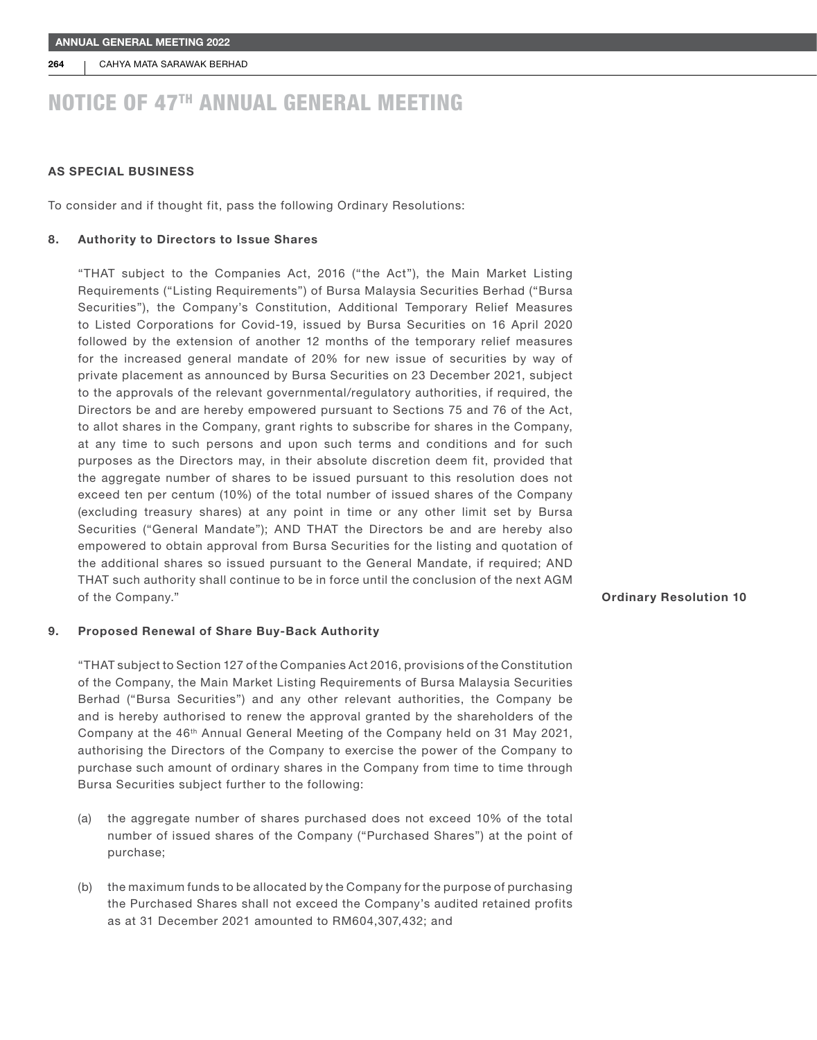# NOTICE OF 47TH ANNUAL GENERAL MEETING

**AS SPECIAL BUSINESS**

To consider and if thought fit, pass the following Ordinary Resolutions:

**8. Authority to Directors to Issue Shares**

"THAT subject to the Companies Act, 2016 ("the Act"), the Main Market Listing Requirements ("Listing Requirements") of Bursa Malaysia Securities Berhad ("Bursa Securities"), the Company's Constitution, Additional Temporary Relief Measures to Listed Corporations for Covid-19, issued by Bursa Securities on 16 April 2020 followed by the extension of another 12 months of the temporary relief measures for the increased general mandate of 20% for new issue of securities by way of private placement as announced by Bursa Securities on 23 December 2021, subject to the approvals of the relevant governmental/regulatory authorities, if required, the Directors be and are hereby empowered pursuant to Sections 75 and 76 of the Act, to allot shares in the Company, grant rights to subscribe for shares in the Company, at any time to such persons and upon such terms and conditions and for such purposes as the Directors may, in their absolute discretion deem fit, provided that the aggregate number of shares to be issued pursuant to this resolution does not exceed ten per centum (10%) of the total number of issued shares of the Company (excluding treasury shares) at any point in time or any other limit set by Bursa Securities ("General Mandate"); AND THAT the Directors be and are hereby also empowered to obtain approval from Bursa Securities for the listing and quotation of the additional shares so issued pursuant to the General Mandate, if required; AND THAT such authority shall continue to be in force until the conclusion of the next AGM of the Company." **Ordinary Resolution 10**

**9. Proposed Renewal of Share Buy-Back Authority**

"THAT subject to Section 127 of the Companies Act 2016, provisions of the Constitution of the Company, the Main Market Listing Requirements of Bursa Malaysia Securities Berhad ("Bursa Securities") and any other relevant authorities, the Company be and is hereby authorised to renew the approval granted by the shareholders of the Company at the 46th Annual General Meeting of the Company held on 31 May 2021, authorising the Directors of the Company to exercise the power of the Company to purchase such amount of ordinary shares in the Company from time to time through Bursa Securities subject further to the following:

(a) the aggregate number of shares purchased does not exceed 10% of the total number of issued shares of the Company ("Purchased Shares") at the point of purchase;

(b) the maximum funds to be allocated by the Company for the purpose of purchasing the Purchased Shares shall not exceed the Company's audited retained profits as at 31 December 2021 amounted to RM604,307,432; and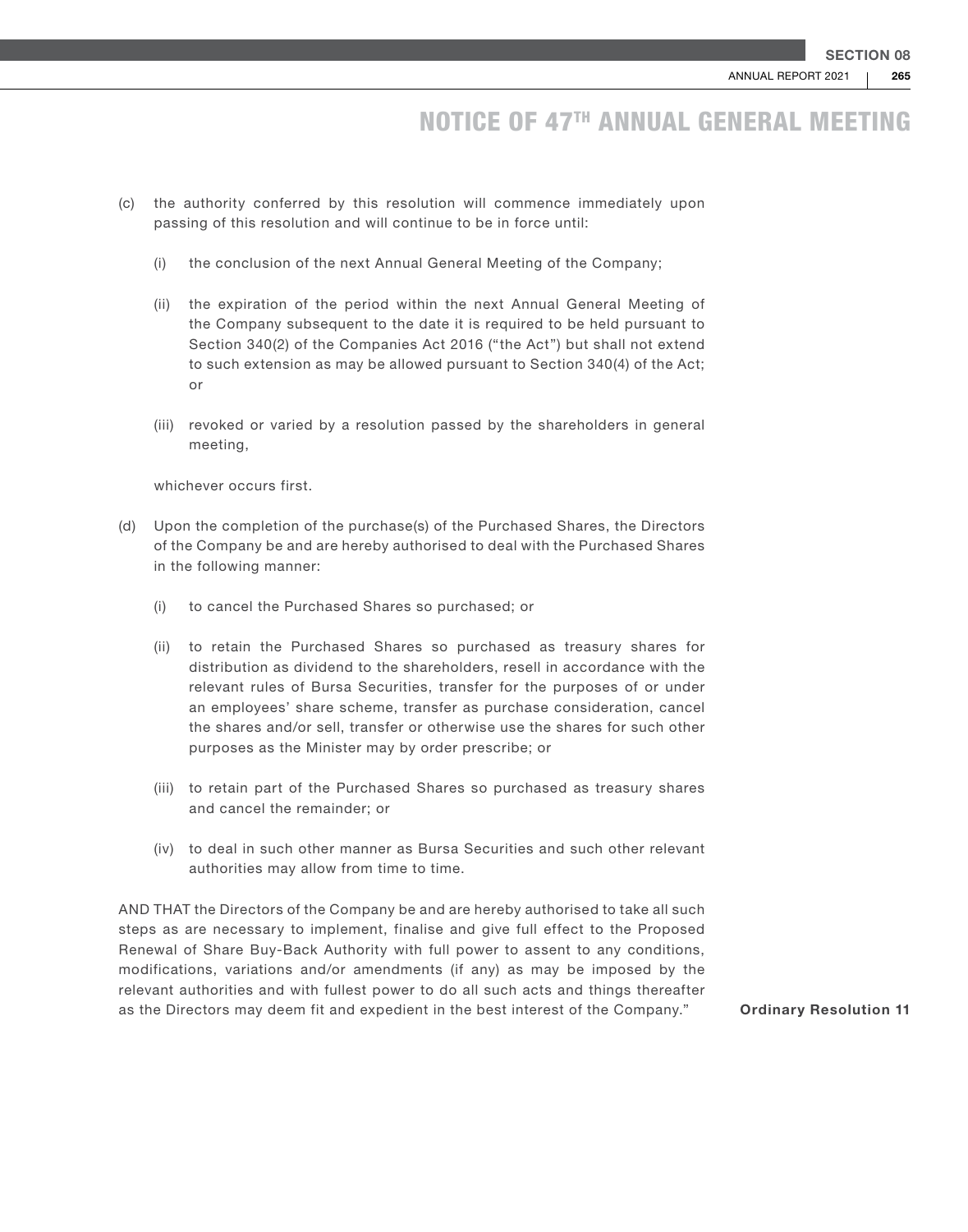# NOTICE OF 47TH ANNUAL GENERAL MEETING

(c) the authority conferred by this resolution will commence immediately upon passing of this resolution and will continue to be in force until:

  (i) the conclusion of the next Annual General Meeting of the Company;

  (ii) the expiration of the period within the next Annual General Meeting of the Company subsequent to the date it is required to be held pursuant to Section 340(2) of the Companies Act 2016 ("the Act") but shall not extend to such extension as may be allowed pursuant to Section 340(4) of the Act; or

  (iii) revoked or varied by a resolution passed by the shareholders in general meeting,

  whichever occurs first.

(d) Upon the completion of the purchase(s) of the Purchased Shares, the Directors of the Company be and are hereby authorised to deal with the Purchased Shares in the following manner:

  (i) to cancel the Purchased Shares so purchased; or

  (ii) to retain the Purchased Shares so purchased as treasury shares for distribution as dividend to the shareholders, resell in accordance with the relevant rules of Bursa Securities, transfer for the purposes of or under an employees' share scheme, transfer as purchase consideration, cancel the shares and/or sell, transfer or otherwise use the shares for such other purposes as the Minister may by order prescribe; or

  (iii) to retain part of the Purchased Shares so purchased as treasury shares and cancel the remainder; or

  (iv) to deal in such other manner as Bursa Securities and such other relevant authorities may allow from time to time.

AND THAT the Directors of the Company be and are hereby authorised to take all such steps as are necessary to implement, finalise and give full effect to the Proposed Renewal of Share Buy-Back Authority with full power to assent to any conditions, modifications, variations and/or amendments (if any) as may be imposed by the relevant authorities and with fullest power to do all such acts and things thereafter as the Directors may deem fit and expedient in the best interest of the Company." **Ordinary Resolution 11**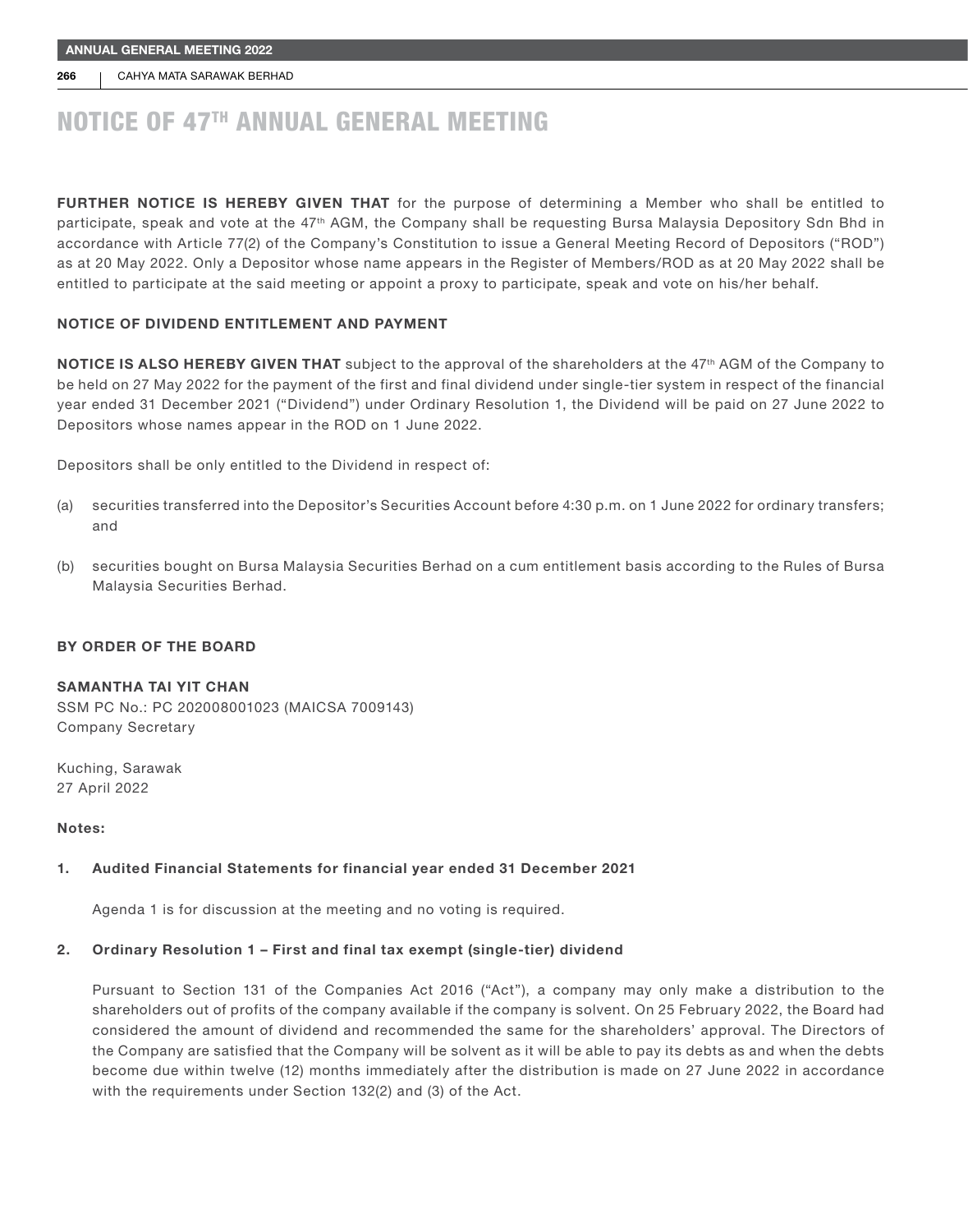# NOTICE OF 47TH ANNUAL GENERAL MEETING

**FURTHER NOTICE IS HEREBY GIVEN THAT** for the purpose of determining a Member who shall be entitled to participate, speak and vote at the 47th AGM, the Company shall be requesting Bursa Malaysia Depository Sdn Bhd in accordance with Article 77(2) of the Company's Constitution to issue a General Meeting Record of Depositors ("ROD") as at 20 May 2022. Only a Depositor whose name appears in the Register of Members/ROD as at 20 May 2022 shall be entitled to participate at the said meeting or appoint a proxy to participate, speak and vote on his/her behalf.

**NOTICE OF DIVIDEND ENTITLEMENT AND PAYMENT**

**NOTICE IS ALSO HEREBY GIVEN THAT** subject to the approval of the shareholders at the 47th AGM of the Company to be held on 27 May 2022 for the payment of the first and final dividend under single-tier system in respect of the financial year ended 31 December 2021 ("Dividend") under Ordinary Resolution 1, the Dividend will be paid on 27 June 2022 to Depositors whose names appear in the ROD on 1 June 2022.

Depositors shall be only entitled to the Dividend in respect of:

(a) securities transferred into the Depositor's Securities Account before 4:30 p.m. on 1 June 2022 for ordinary transfers; and

(b) securities bought on Bursa Malaysia Securities Berhad on a cum entitlement basis according to the Rules of Bursa Malaysia Securities Berhad.

**BY ORDER OF THE BOARD**

**SAMANTHA TAI YIT CHAN**
SSM PC No.: PC 202008001023 (MAICSA 7009143)
Company Secretary

Kuching, Sarawak
27 April 2022

**Notes:**

1. **Audited Financial Statements for financial year ended 31 December 2021**

   Agenda 1 is for discussion at the meeting and no voting is required.

2. **Ordinary Resolution 1 – First and final tax exempt (single-tier) dividend**

   Pursuant to Section 131 of the Companies Act 2016 ("Act"), a company may only make a distribution to the shareholders out of profits of the company available if the company is solvent. On 25 February 2022, the Board had considered the amount of dividend and recommended the same for the shareholders' approval. The Directors of the Company are satisfied that the Company will be solvent as it will be able to pay its debts as and when the debts become due within twelve (12) months immediately after the distribution is made on 27 June 2022 in accordance with the requirements under Section 132(2) and (3) of the Act.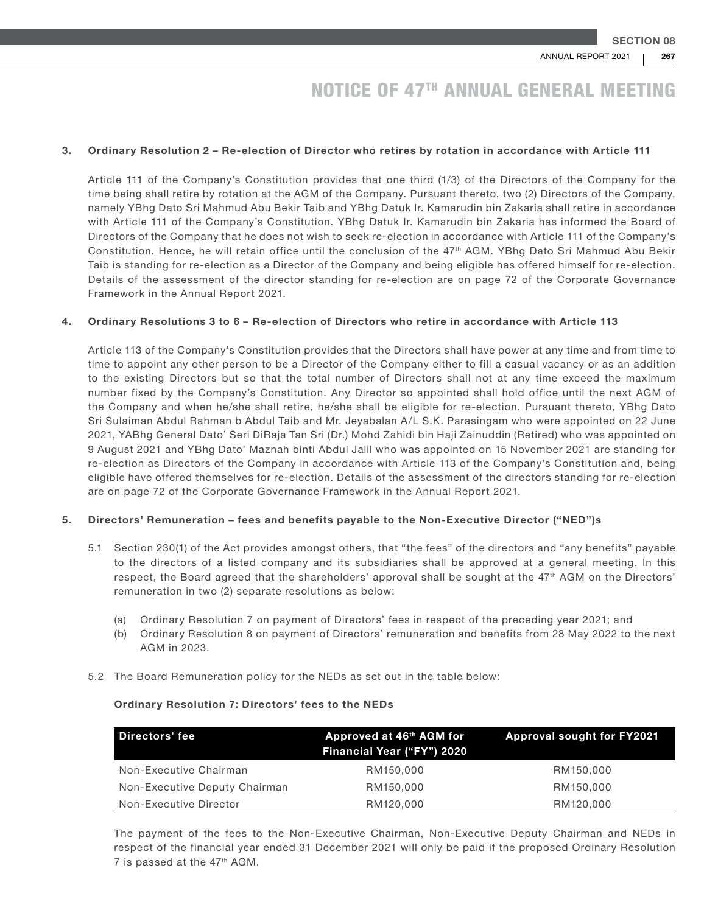# NOTICE OF 47TH ANNUAL GENERAL MEETING

**3. Ordinary Resolution 2 – Re-election of Director who retires by rotation in accordance with Article 111**

Article 111 of the Company's Constitution provides that one third (1/3) of the Directors of the Company for the time being shall retire by rotation at the AGM of the Company. Pursuant thereto, two (2) Directors of the Company, namely YBhg Dato Sri Mahmud Abu Bekir Taib and YBhg Datuk Ir. Kamarudin bin Zakaria shall retire in accordance with Article 111 of the Company's Constitution. YBhg Datuk Ir. Kamarudin bin Zakaria has informed the Board of Directors of the Company that he does not wish to seek re-election in accordance with Article 111 of the Company's Constitution. Hence, he will retain office until the conclusion of the 47th AGM. YBhg Dato Sri Mahmud Abu Bekir Taib is standing for re-election as a Director of the Company and being eligible has offered himself for re-election. Details of the assessment of the director standing for re-election are on page 72 of the Corporate Governance Framework in the Annual Report 2021.

**4. Ordinary Resolutions 3 to 6 – Re-election of Directors who retire in accordance with Article 113**

Article 113 of the Company's Constitution provides that the Directors shall have power at any time and from time to time to appoint any other person to be a Director of the Company either to fill a casual vacancy or as an addition to the existing Directors but so that the total number of Directors shall not at any time exceed the maximum number fixed by the Company's Constitution. Any Director so appointed shall hold office until the next AGM of the Company and when he/she shall retire, he/she shall be eligible for re-election. Pursuant thereto, YBhg Dato Sri Sulaiman Abdul Rahman b Abdul Taib and Mr. Jeyabalan A/L S.K. Parasingam who were appointed on 22 June 2021, YABhg General Dato' Seri DiRaja Tan Sri (Dr.) Mohd Zahidi bin Haji Zainuddin (Retired) who was appointed on 9 August 2021 and YBhg Dato' Maznah binti Abdul Jalil who was appointed on 15 November 2021 are standing for re-election as Directors of the Company in accordance with Article 113 of the Company's Constitution and, being eligible have offered themselves for re-election. Details of the assessment of the directors standing for re-election are on page 72 of the Corporate Governance Framework in the Annual Report 2021.

**5. Directors' Remuneration – fees and benefits payable to the Non-Executive Director ("NED")s**

5.1 Section 230(1) of the Act provides amongst others, that "the fees" of the directors and "any benefits" payable to the directors of a listed company and its subsidiaries shall be approved at a general meeting. In this respect, the Board agreed that the shareholders' approval shall be sought at the 47th AGM on the Directors' remuneration in two (2) separate resolutions as below:

(a) Ordinary Resolution 7 on payment of Directors' fees in respect of the preceding year 2021; and
(b) Ordinary Resolution 8 on payment of Directors' remuneration and benefits from 28 May 2022 to the next AGM in 2023.

5.2 The Board Remuneration policy for the NEDs as set out in the table below:

**Ordinary Resolution 7: Directors' fees to the NEDs**

| Directors' fee | Approved at 46th AGM for Financial Year ("FY") 2020 | Approval sought for FY2021 |
|---|---|---|
| Non-Executive Chairman | RM150,000 | RM150,000 |
| Non-Executive Deputy Chairman | RM150,000 | RM150,000 |
| Non-Executive Director | RM120,000 | RM120,000 |

The payment of the fees to the Non-Executive Chairman, Non-Executive Deputy Chairman and NEDs in respect of the financial year ended 31 December 2021 will only be paid if the proposed Ordinary Resolution 7 is passed at the 47th AGM.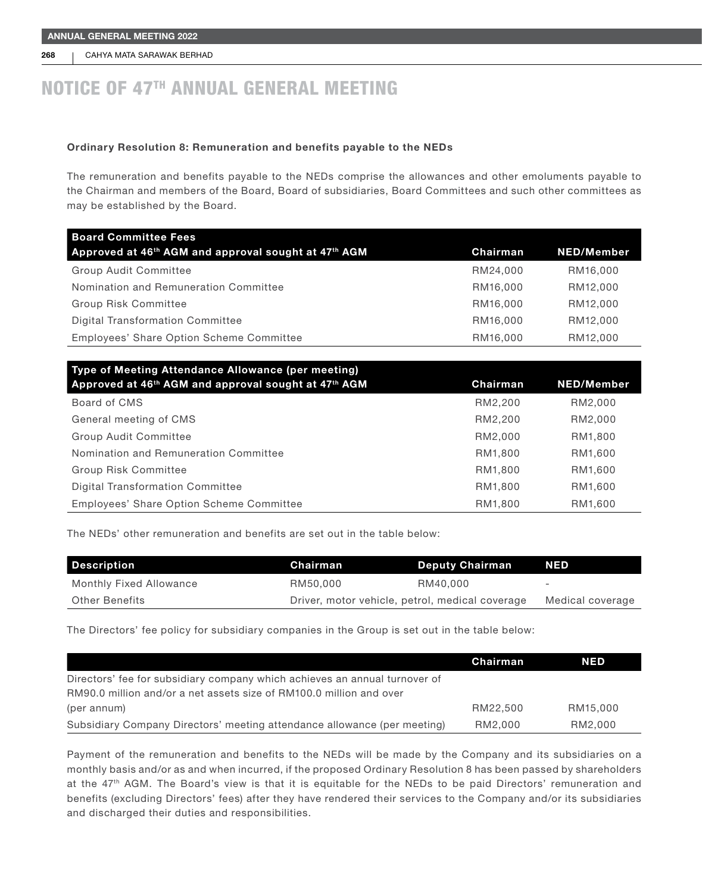# NOTICE OF 47TH ANNUAL GENERAL MEETING

**Ordinary Resolution 8: Remuneration and benefits payable to the NEDs**

The remuneration and benefits payable to the NEDs comprise the allowances and other emoluments payable to the Chairman and members of the Board, Board of subsidiaries, Board Committees and such other committees as may be established by the Board.

| Board Committee Fees<br>Approved at 46th AGM and approval sought at 47th AGM | Chairman | NED/Member |
|---|---|---|
| Group Audit Committee | RM24,000 | RM16,000 |
| Nomination and Remuneration Committee | RM16,000 | RM12,000 |
| Group Risk Committee | RM16,000 | RM12,000 |
| Digital Transformation Committee | RM16,000 | RM12,000 |
| Employees' Share Option Scheme Committee | RM16,000 | RM12,000 |

| Type of Meeting Attendance Allowance (per meeting)<br>Approved at 46th AGM and approval sought at 47th AGM | Chairman | NED/Member |
|---|---|---|
| Board of CMS | RM2,200 | RM2,000 |
| General meeting of CMS | RM2,200 | RM2,000 |
| Group Audit Committee | RM2,000 | RM1,800 |
| Nomination and Remuneration Committee | RM1,800 | RM1,600 |
| Group Risk Committee | RM1,800 | RM1,600 |
| Digital Transformation Committee | RM1,800 | RM1,600 |
| Employees' Share Option Scheme Committee | RM1,800 | RM1,600 |

The NEDs' other remuneration and benefits are set out in the table below:

| Description | Chairman | Deputy Chairman | NED |
|---|---|---|---|
| Monthly Fixed Allowance | RM50,000 | RM40,000 | - |
| Other Benefits | Driver, motor vehicle, petrol, medical coverage | | Medical coverage |

The Directors' fee policy for subsidiary companies in the Group is set out in the table below:

| | Chairman | NED |
|---|---|---|
| Directors' fee for subsidiary company which achieves an annual turnover of RM90.0 million and/or a net assets size of RM100.0 million and over (per annum) | RM22,500 | RM15,000 |
| Subsidiary Company Directors' meeting attendance allowance (per meeting) | RM2,000 | RM2,000 |

Payment of the remuneration and benefits to the NEDs will be made by the Company and its subsidiaries on a monthly basis and/or as and when incurred, if the proposed Ordinary Resolution 8 has been passed by shareholders at the 47th AGM. The Board's view is that it is equitable for the NEDs to be paid Directors' remuneration and benefits (excluding Directors' fees) after they have rendered their services to the Company and/or its subsidiaries and discharged their duties and responsibilities.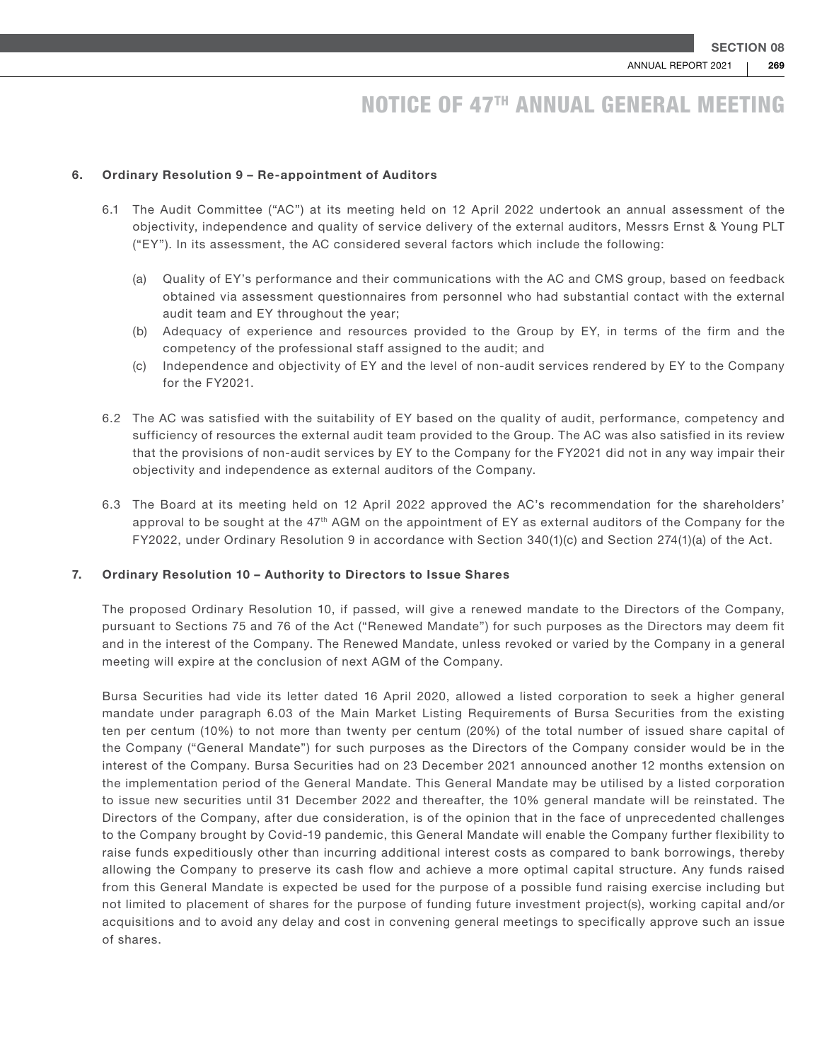# NOTICE OF 47TH ANNUAL GENERAL MEETING

**6. Ordinary Resolution 9 – Re-appointment of Auditors**

6.1 The Audit Committee ("AC") at its meeting held on 12 April 2022 undertook an annual assessment of the objectivity, independence and quality of service delivery of the external auditors, Messrs Ernst & Young PLT ("EY"). In its assessment, the AC considered several factors which include the following:

(a) Quality of EY's performance and their communications with the AC and CMS group, based on feedback obtained via assessment questionnaires from personnel who had substantial contact with the external audit team and EY throughout the year;

(b) Adequacy of experience and resources provided to the Group by EY, in terms of the firm and the competency of the professional staff assigned to the audit; and

(c) Independence and objectivity of EY and the level of non-audit services rendered by EY to the Company for the FY2021.

6.2 The AC was satisfied with the suitability of EY based on the quality of audit, performance, competency and sufficiency of resources the external audit team provided to the Group. The AC was also satisfied in its review that the provisions of non-audit services by EY to the Company for the FY2021 did not in any way impair their objectivity and independence as external auditors of the Company.

6.3 The Board at its meeting held on 12 April 2022 approved the AC's recommendation for the shareholders' approval to be sought at the 47th AGM on the appointment of EY as external auditors of the Company for the FY2022, under Ordinary Resolution 9 in accordance with Section 340(1)(c) and Section 274(1)(a) of the Act.

**7. Ordinary Resolution 10 – Authority to Directors to Issue Shares**

The proposed Ordinary Resolution 10, if passed, will give a renewed mandate to the Directors of the Company, pursuant to Sections 75 and 76 of the Act ("Renewed Mandate") for such purposes as the Directors may deem fit and in the interest of the Company. The Renewed Mandate, unless revoked or varied by the Company in a general meeting will expire at the conclusion of next AGM of the Company.

Bursa Securities had vide its letter dated 16 April 2020, allowed a listed corporation to seek a higher general mandate under paragraph 6.03 of the Main Market Listing Requirements of Bursa Securities from the existing ten per centum (10%) to not more than twenty per centum (20%) of the total number of issued share capital of the Company ("General Mandate") for such purposes as the Directors of the Company consider would be in the interest of the Company. Bursa Securities had on 23 December 2021 announced another 12 months extension on the implementation period of the General Mandate. This General Mandate may be utilised by a listed corporation to issue new securities until 31 December 2022 and thereafter, the 10% general mandate will be reinstated. The Directors of the Company, after due consideration, is of the opinion that in the face of unprecedented challenges to the Company brought by Covid-19 pandemic, this General Mandate will enable the Company further flexibility to raise funds expeditiously other than incurring additional interest costs as compared to bank borrowings, thereby allowing the Company to preserve its cash flow and achieve a more optimal capital structure. Any funds raised from this General Mandate is expected be used for the purpose of a possible fund raising exercise including but not limited to placement of shares for the purpose of funding future investment project(s), working capital and/or acquisitions and to avoid any delay and cost in convening general meetings to specifically approve such an issue of shares.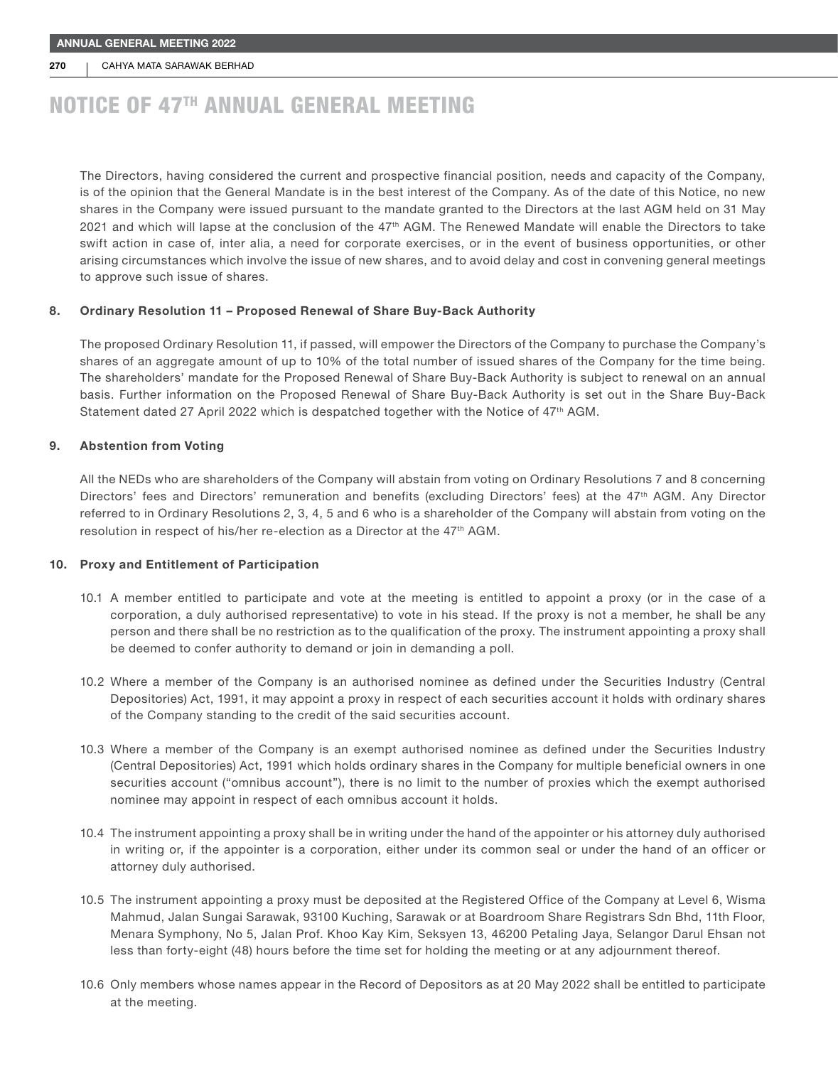# NOTICE OF 47TH ANNUAL GENERAL MEETING

The Directors, having considered the current and prospective financial position, needs and capacity of the Company, is of the opinion that the General Mandate is in the best interest of the Company. As of the date of this Notice, no new shares in the Company were issued pursuant to the mandate granted to the Directors at the last AGM held on 31 May 2021 and which will lapse at the conclusion of the 47th AGM. The Renewed Mandate will enable the Directors to take swift action in case of, inter alia, a need for corporate exercises, or in the event of business opportunities, or other arising circumstances which involve the issue of new shares, and to avoid delay and cost in convening general meetings to approve such issue of shares.

**8. Ordinary Resolution 11 – Proposed Renewal of Share Buy-Back Authority**

The proposed Ordinary Resolution 11, if passed, will empower the Directors of the Company to purchase the Company's shares of an aggregate amount of up to 10% of the total number of issued shares of the Company for the time being. The shareholders' mandate for the Proposed Renewal of Share Buy-Back Authority is subject to renewal on an annual basis. Further information on the Proposed Renewal of Share Buy-Back Authority is set out in the Share Buy-Back Statement dated 27 April 2022 which is despatched together with the Notice of 47th AGM.

**9. Abstention from Voting**

All the NEDs who are shareholders of the Company will abstain from voting on Ordinary Resolutions 7 and 8 concerning Directors' fees and Directors' remuneration and benefits (excluding Directors' fees) at the 47th AGM. Any Director referred to in Ordinary Resolutions 2, 3, 4, 5 and 6 who is a shareholder of the Company will abstain from voting on the resolution in respect of his/her re-election as a Director at the 47th AGM.

**10. Proxy and Entitlement of Participation**

10.1 A member entitled to participate and vote at the meeting is entitled to appoint a proxy (or in the case of a corporation, a duly authorised representative) to vote in his stead. If the proxy is not a member, he shall be any person and there shall be no restriction as to the qualification of the proxy. The instrument appointing a proxy shall be deemed to confer authority to demand or join in demanding a poll.

10.2 Where a member of the Company is an authorised nominee as defined under the Securities Industry (Central Depositories) Act, 1991, it may appoint a proxy in respect of each securities account it holds with ordinary shares of the Company standing to the credit of the said securities account.

10.3 Where a member of the Company is an exempt authorised nominee as defined under the Securities Industry (Central Depositories) Act, 1991 which holds ordinary shares in the Company for multiple beneficial owners in one securities account ("omnibus account"), there is no limit to the number of proxies which the exempt authorised nominee may appoint in respect of each omnibus account it holds.

10.4 The instrument appointing a proxy shall be in writing under the hand of the appointer or his attorney duly authorised in writing or, if the appointer is a corporation, either under its common seal or under the hand of an officer or attorney duly authorised.

10.5 The instrument appointing a proxy must be deposited at the Registered Office of the Company at Level 6, Wisma Mahmud, Jalan Sungai Sarawak, 93100 Kuching, Sarawak or at Boardroom Share Registrars Sdn Bhd, 11th Floor, Menara Symphony, No 5, Jalan Prof. Khoo Kay Kim, Seksyen 13, 46200 Petaling Jaya, Selangor Darul Ehsan not less than forty-eight (48) hours before the time set for holding the meeting or at any adjournment thereof.

10.6 Only members whose names appear in the Record of Depositors as at 20 May 2022 shall be entitled to participate at the meeting.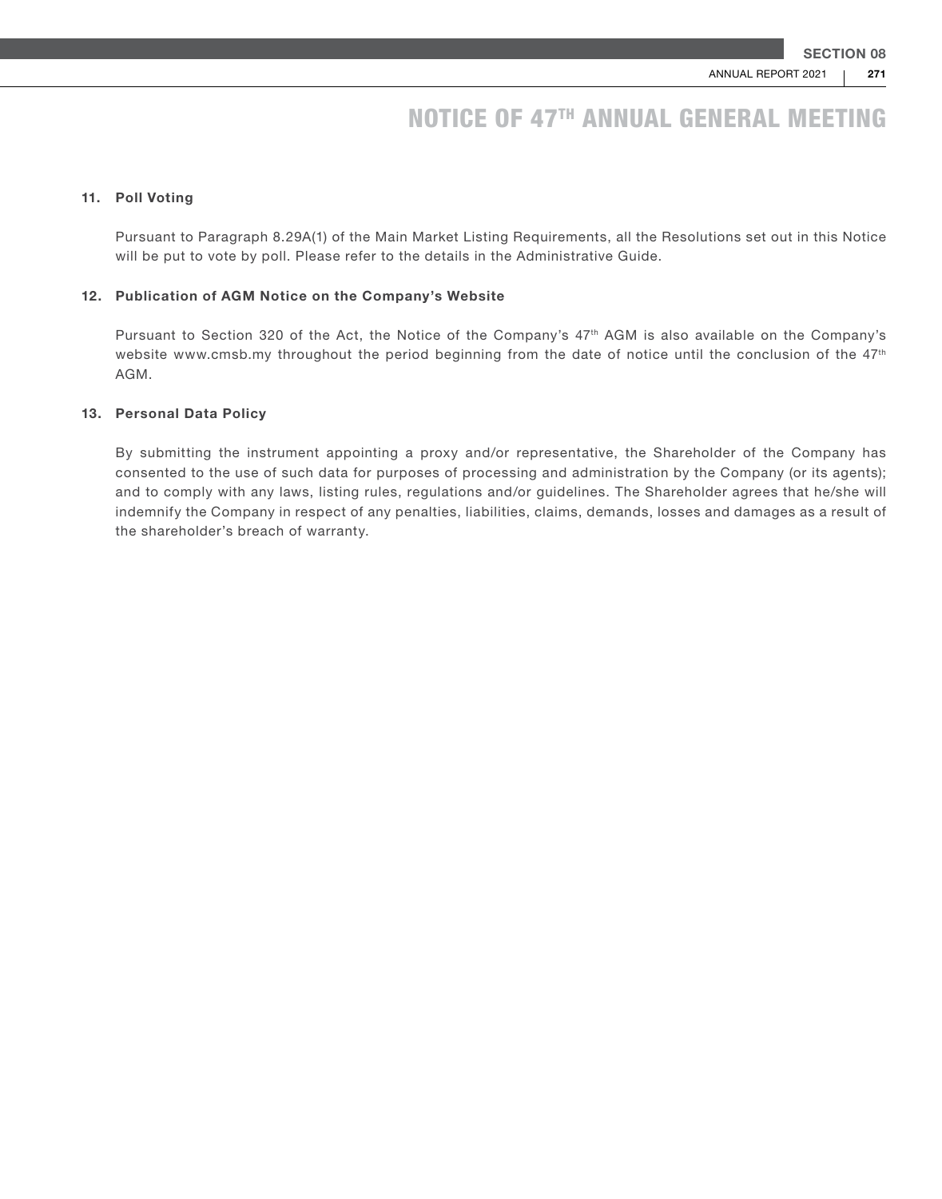# NOTICE OF 47TH ANNUAL GENERAL MEETING

**11. Poll Voting**

Pursuant to Paragraph 8.29A(1) of the Main Market Listing Requirements, all the Resolutions set out in this Notice will be put to vote by poll. Please refer to the details in the Administrative Guide.

**12. Publication of AGM Notice on the Company's Website**

Pursuant to Section 320 of the Act, the Notice of the Company's 47th AGM is also available on the Company's website www.cmsb.my throughout the period beginning from the date of notice until the conclusion of the 47th AGM.

**13. Personal Data Policy**

By submitting the instrument appointing a proxy and/or representative, the Shareholder of the Company has consented to the use of such data for purposes of processing and administration by the Company (or its agents); and to comply with any laws, listing rules, regulations and/or guidelines. The Shareholder agrees that he/she will indemnify the Company in respect of any penalties, liabilities, claims, demands, losses and damages as a result of the shareholder's breach of warranty.